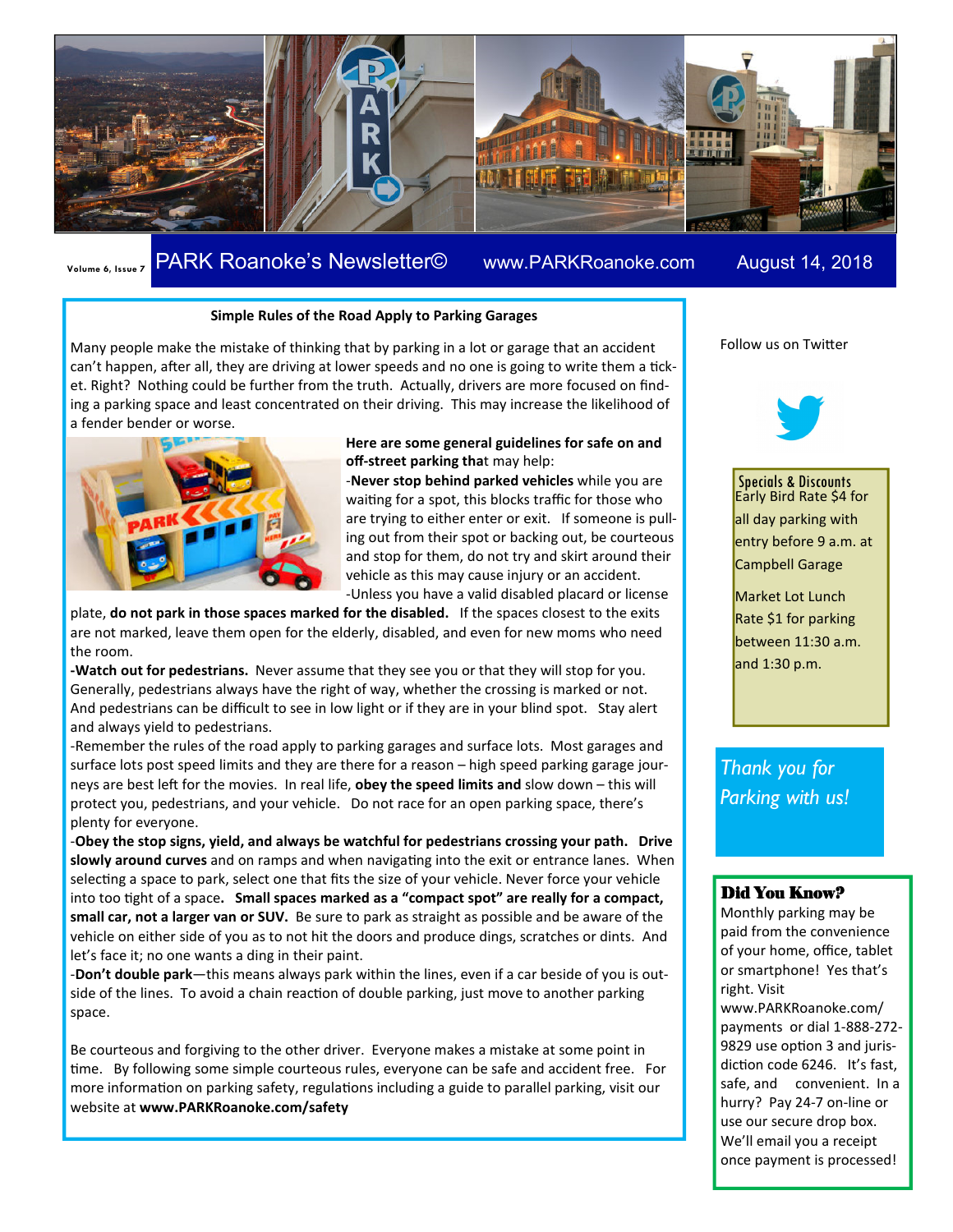Volume 6, Issue 7

# PARK Roanoke's Newsletter©

www.PARKRoanoke.com

August 14, 2018

## Simple Rules of the Road Apply to Parking Garages

Many people make the mistake of thinking that by parking in a lot or garage that an accident can't happen, after all, they are driving at lower speeds and no one is going to write them a ticket. Right? Nothing could be further from the truth. Actually, drivers are more focused on finding a parking space and least concentrated on their driving. This may increase the likelihood of a fender bender or worse.

**Here are some general guidelines for safe on and off-street parking that may help:**

-**Never stop behind parked vehicles** while you are waiting for a spot, this blocks traffic for those who are trying to either enter or exit. If someone is pulling out from their spot or backing out, be courteous and stop for them, do not try and skirt around their vehicle as this may cause injury or an accident.

-Unless you have a valid disabled placard or license plate, **do not park in those spaces marked for the disabled.** If the spaces closest to the exits are not marked, leave them open for the elderly, disabled, and even for new moms who need the room.

**-Watch out for pedestrians.** Never assume that they see you or that they will stop for you. Generally, pedestrians always have the right of way, whether the crossing is marked or not. And pedestrians can be difficult to see in low light or if they are in your blind spot. Stay alert and always yield to pedestrians.

-Remember the rules of the road apply to parking garages and surface lots. Most garages and surface lots post speed limits and they are there for a reason – high speed parking garage journeys are best left for the movies. In real life, **obey the speed limits and** slow down – this will protect you, pedestrians, and your vehicle. Do not race for an open parking space, there's plenty for everyone.

-**Obey the stop signs, yield, and always be watchful for pedestrians crossing your path. Drive slowly around curves** and on ramps and when navigating into the exit or entrance lanes. When selecting a space to park, select one that fits the size of your vehicle. Never force your vehicle into too tight of a space**. Small spaces marked as a "compact spot" are really for a compact, small car, not a larger van or SUV.** Be sure to park as straight as possible and be aware of the vehicle on either side of you as to not hit the doors and produce dings, scratches or dints. And let's face it; no one wants a ding in their paint.

-**Don't double park**—this means always park within the lines, even if a car beside of you is outside of the lines. To avoid a chain reaction of double parking, just move to another parking space.

Be courteous and forgiving to the other driver. Everyone makes a mistake at some point in time. By following some simple courteous rules, everyone can be safe and accident free. For more information on parking safety, regulations including a guide to parallel parking, visit our website at **www.PARKRoanoke.com/safety**

Follow us on Twitter

### Specials & Discounts

Early Bird Rate $4 for all day parking with entry before 9 a.m. at Campbell Garage

Market Lot Lunch Rate $1 for parking between 11:30 a.m. and 1:30 p.m.

*Thank you for Parking with us!*

### Did You Know?

Monthly parking may be paid from the convenience of your home, office, tablet or smartphone! Yes that's right. Visit www.PARKRoanoke.com/payments or dial 1-888-272-9829 use option 3 and jurisdiction code 6246. It's fast, safe, and convenient. In a hurry? Pay 24-7 on-line or use our secure drop box. We'll email you a receipt once payment is processed!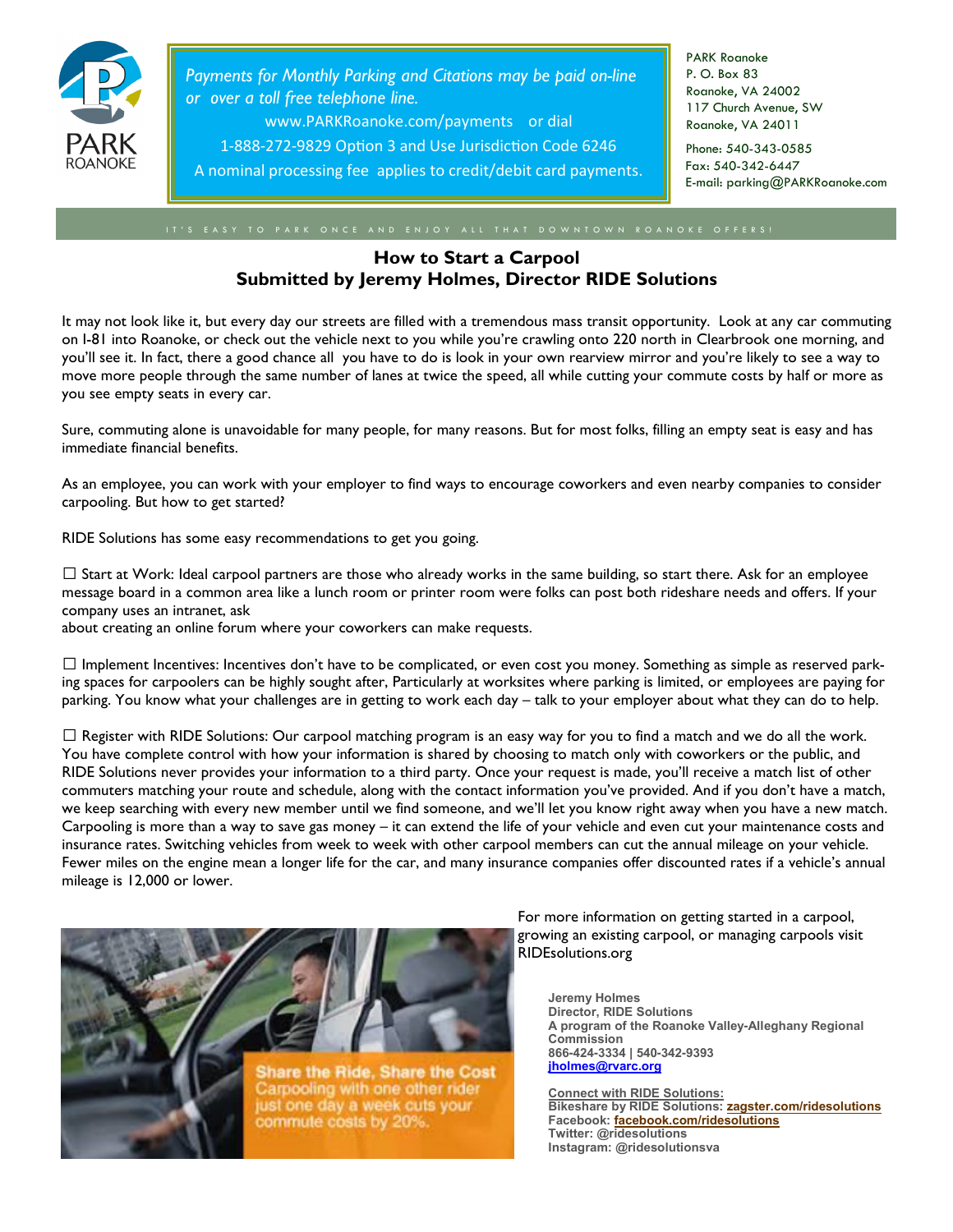PARK ROANOKE

*Payments for Monthly Parking and Citations may be paid on-line or over a toll free telephone line.*

www.PARKRoanoke.com/payments or dial

1-888-272-9829 Option 3 and Use Jurisdiction Code 6246

A nominal processing fee applies to credit/debit card payments.

PARK Roanoke
P. O. Box 83
Roanoke, VA 24002
117 Church Avenue, SW
Roanoke, VA 24011

Phone: 540-343-0585
Fax: 540-342-6447
E-mail: parking@PARKRoanoke.com

IT'S EASY TO PARK ONCE AND ENJOY ALL THAT DOWNTOWN ROANOKE OFFERS!

## How to Start a Carpool
## Submitted by Jeremy Holmes, Director RIDE Solutions

It may not look like it, but every day our streets are filled with a tremendous mass transit opportunity. Look at any car commuting on I-81 into Roanoke, or check out the vehicle next to you while you're crawling onto 220 north in Clearbrook one morning, and you'll see it. In fact, there a good chance all you have to do is look in your own rearview mirror and you're likely to see a way to move more people through the same number of lanes at twice the speed, all while cutting your commute costs by half or more as you see empty seats in every car.

Sure, commuting alone is unavoidable for many people, for many reasons. But for most folks, filling an empty seat is easy and has immediate financial benefits.

As an employee, you can work with your employer to find ways to encourage coworkers and even nearby companies to consider carpooling. But how to get started?

RIDE Solutions has some easy recommendations to get you going.

☐ Start at Work: Ideal carpool partners are those who already works in the same building, so start there. Ask for an employee message board in a common area like a lunch room or printer room were folks can post both rideshare needs and offers. If your company uses an intranet, ask
about creating an online forum where your coworkers can make requests.

☐ Implement Incentives: Incentives don't have to be complicated, or even cost you money. Something as simple as reserved parking spaces for carpoolers can be highly sought after, Particularly at worksites where parking is limited, or employees are paying for parking. You know what your challenges are in getting to work each day – talk to your employer about what they can do to help.

☐ Register with RIDE Solutions: Our carpool matching program is an easy way for you to find a match and we do all the work. You have complete control with how your information is shared by choosing to match only with coworkers or the public, and RIDE Solutions never provides your information to a third party. Once your request is made, you'll receive a match list of other commuters matching your route and schedule, along with the contact information you've provided. And if you don't have a match, we keep searching with every new member until we find someone, and we'll let you know right away when you have a new match. Carpooling is more than a way to save gas money – it can extend the life of your vehicle and even cut your maintenance costs and insurance rates. Switching vehicles from week to week with other carpool members can cut the annual mileage on your vehicle. Fewer miles on the engine mean a longer life for the car, and many insurance companies offer discounted rates if a vehicle's annual mileage is 12,000 or lower.

Share the Ride, Share the Cost
Carpooling with one other rider just one day a week cuts your commute costs by 20%.

For more information on getting started in a carpool, growing an existing carpool, or managing carpools visit RIDEsolutions.org

**Jeremy Holmes**
**Director, RIDE Solutions**
**A program of the Roanoke Valley-Alleghany Regional Commission**
**866-424-3334 | 540-342-9393**
**jholmes@rvarc.org**

**Connect with RIDE Solutions:**
**Bikeshare by RIDE Solutions: zagster.com/ridesolutions**
**Facebook: facebook.com/ridesolutions**
**Twitter: @ridesolutions**
**Instagram: @ridesolutionsva**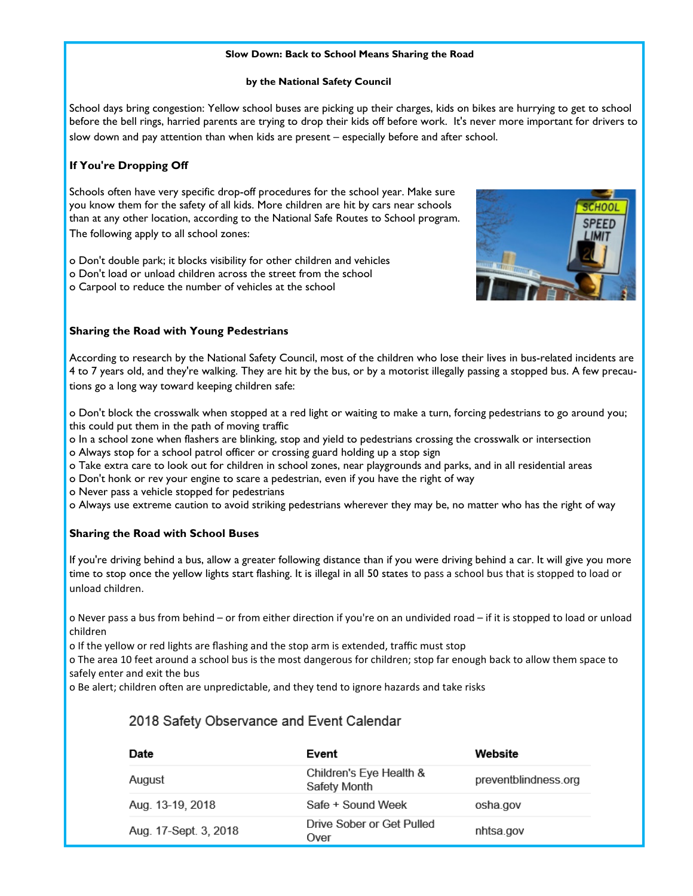**Slow Down: Back to School Means Sharing the Road**

**by the National Safety Council**

School days bring congestion: Yellow school buses are picking up their charges, kids on bikes are hurrying to get to school before the bell rings, harried parents are trying to drop their kids off before work. It's never more important for drivers to slow down and pay attention than when kids are present – especially before and after school.

**If You're Dropping Off**

Schools often have very specific drop-off procedures for the school year. Make sure you know them for the safety of all kids. More children are hit by cars near schools than at any other location, according to the National Safe Routes to School program. The following apply to all school zones:

- Don't double park; it blocks visibility for other children and vehicles
- Don't load or unload children across the street from the school
- Carpool to reduce the number of vehicles at the school

**Sharing the Road with Young Pedestrians**

According to research by the National Safety Council, most of the children who lose their lives in bus-related incidents are 4 to 7 years old, and they're walking. They are hit by the bus, or by a motorist illegally passing a stopped bus. A few precautions go a long way toward keeping children safe:

- Don't block the crosswalk when stopped at a red light or waiting to make a turn, forcing pedestrians to go around you; this could put them in the path of moving traffic
- In a school zone when flashers are blinking, stop and yield to pedestrians crossing the crosswalk or intersection
- Always stop for a school patrol officer or crossing guard holding up a stop sign
- Take extra care to look out for children in school zones, near playgrounds and parks, and in all residential areas
- Don't honk or rev your engine to scare a pedestrian, even if you have the right of way
- Never pass a vehicle stopped for pedestrians
- Always use extreme caution to avoid striking pedestrians wherever they may be, no matter who has the right of way

**Sharing the Road with School Buses**

If you're driving behind a bus, allow a greater following distance than if you were driving behind a car. It will give you more time to stop once the yellow lights start flashing. It is illegal in all 50 states to pass a school bus that is stopped to load or unload children.

- Never pass a bus from behind – or from either direction if you're on an undivided road – if it is stopped to load or unload children
- If the yellow or red lights are flashing and the stop arm is extended, traffic must stop
- The area 10 feet around a school bus is the most dangerous for children; stop far enough back to allow them space to safely enter and exit the bus
- Be alert; children often are unpredictable, and they tend to ignore hazards and take risks

## 2018 Safety Observance and Event Calendar

| Date | Event | Website |
|---|---|---|
| August | Children's Eye Health & Safety Month | preventblindness.org |
| Aug. 13-19, 2018 | Safe + Sound Week | osha.gov |
| Aug. 17-Sept. 3, 2018 | Drive Sober or Get Pulled Over | nhtsa.gov |